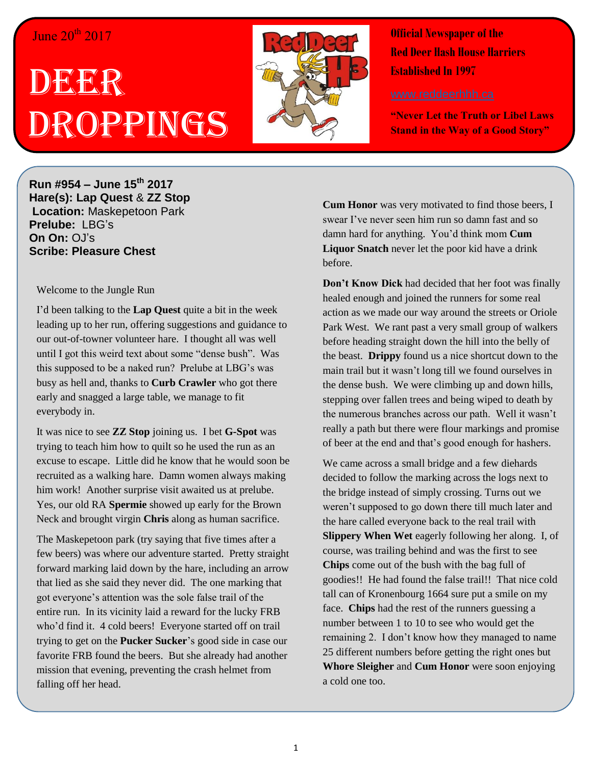June 20th 2017

# Deer Droppings

**Official Newspaper of the Red Deer Hash House Harriers Established In 1997**

www.reddeerhhh.ca

**"Never Let the Truth or Libel Laws Stand in the Way of a Good Story"**

**Run #954 – June 15th 2017**
**Hare(s): Lap Quest** & **ZZ Stop**
**Location:** Maskepetoon Park
**Prelude:** LBG's
**On On:** OJ's
**Scribe: Pleasure Chest**

Welcome to the Jungle Run

I'd been talking to the **Lap Quest** quite a bit in the week leading up to her run, offering suggestions and guidance to our out-of-towner volunteer hare. I thought all was well until I got this weird text about some "dense bush". Was this supposed to be a naked run? Prelube at LBG's was busy as hell and, thanks to **Curb Crawler** who got there early and snagged a large table, we manage to fit everybody in.

It was nice to see **ZZ Stop** joining us. I bet **G-Spot** was trying to teach him how to quilt so he used the run as an excuse to escape. Little did he know that he would soon be recruited as a walking hare. Damn women always making him work! Another surprise visit awaited us at prelube. Yes, our old RA **Spermie** showed up early for the Brown Neck and brought virgin **Chris** along as human sacrifice.

The Maskepetoon park (try saying that five times after a few beers) was where our adventure started. Pretty straight forward marking laid down by the hare, including an arrow that lied as she said they never did. The one marking that got everyone's attention was the sole false trail of the entire run. In its vicinity laid a reward for the lucky FRB who'd find it. 4 cold beers! Everyone started off on trail trying to get on the **Pucker Sucker**'s good side in case our favorite FRB found the beers. But she already had another mission that evening, preventing the crash helmet from falling off her head.

**Cum Honor** was very motivated to find those beers, I swear I've never seen him run so damn fast and so damn hard for anything. You'd think mom **Cum Liquor Snatch** never let the poor kid have a drink before.

**Don't Know Dick** had decided that her foot was finally healed enough and joined the runners for some real action as we made our way around the streets or Oriole Park West. We rant past a very small group of walkers before heading straight down the hill into the belly of the beast. **Drippy** found us a nice shortcut down to the main trail but it wasn't long till we found ourselves in the dense bush. We were climbing up and down hills, stepping over fallen trees and being wiped to death by the numerous branches across our path. Well it wasn't really a path but there were flour markings and promise of beer at the end and that's good enough for hashers.

We came across a small bridge and a few diehards decided to follow the marking across the logs next to the bridge instead of simply crossing. Turns out we weren't supposed to go down there till much later and the hare called everyone back to the real trail with **Slippery When Wet** eagerly following her along. I, of course, was trailing behind and was the first to see **Chips** come out of the bush with the bag full of goodies!! He had found the false trail!! That nice cold tall can of Kronenbourg 1664 sure put a smile on my face. **Chips** had the rest of the runners guessing a number between 1 to 10 to see who would get the remaining 2. I don't know how they managed to name 25 different numbers before getting the right ones but **Whore Sleigher** and **Cum Honor** were soon enjoying a cold one too.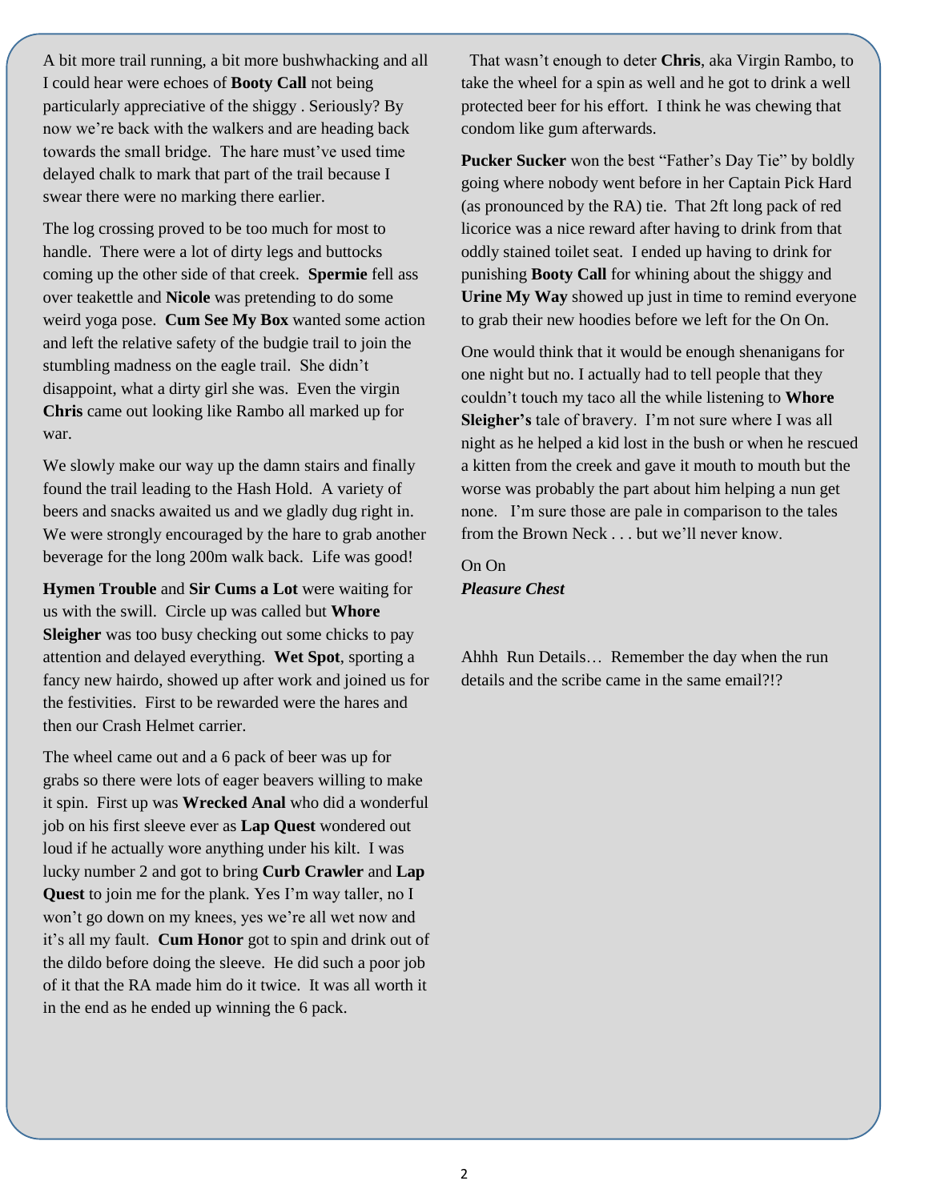A bit more trail running, a bit more bushwhacking and all I could hear were echoes of **Booty Call** not being particularly appreciative of the shiggy . Seriously? By now we're back with the walkers and are heading back towards the small bridge. The hare must've used time delayed chalk to mark that part of the trail because I swear there were no marking there earlier.

The log crossing proved to be too much for most to handle. There were a lot of dirty legs and buttocks coming up the other side of that creek. **Spermie** fell ass over teakettle and **Nicole** was pretending to do some weird yoga pose. **Cum See My Box** wanted some action and left the relative safety of the budgie trail to join the stumbling madness on the eagle trail. She didn't disappoint, what a dirty girl she was. Even the virgin **Chris** came out looking like Rambo all marked up for war.

We slowly make our way up the damn stairs and finally found the trail leading to the Hash Hold. A variety of beers and snacks awaited us and we gladly dug right in. We were strongly encouraged by the hare to grab another beverage for the long 200m walk back. Life was good!

**Hymen Trouble** and **Sir Cums a Lot** were waiting for us with the swill. Circle up was called but **Whore Sleigher** was too busy checking out some chicks to pay attention and delayed everything. **Wet Spot**, sporting a fancy new hairdo, showed up after work and joined us for the festivities. First to be rewarded were the hares and then our Crash Helmet carrier.

The wheel came out and a 6 pack of beer was up for grabs so there were lots of eager beavers willing to make it spin. First up was **Wrecked Anal** who did a wonderful job on his first sleeve ever as **Lap Quest** wondered out loud if he actually wore anything under his kilt. I was lucky number 2 and got to bring **Curb Crawler** and **Lap Quest** to join me for the plank. Yes I'm way taller, no I won't go down on my knees, yes we're all wet now and it's all my fault. **Cum Honor** got to spin and drink out of the dildo before doing the sleeve. He did such a poor job of it that the RA made him do it twice. It was all worth it in the end as he ended up winning the 6 pack.

That wasn't enough to deter **Chris**, aka Virgin Rambo, to take the wheel for a spin as well and he got to drink a well protected beer for his effort. I think he was chewing that condom like gum afterwards.

**Pucker Sucker** won the best "Father's Day Tie" by boldly going where nobody went before in her Captain Pick Hard (as pronounced by the RA) tie. That 2ft long pack of red licorice was a nice reward after having to drink from that oddly stained toilet seat. I ended up having to drink for punishing **Booty Call** for whining about the shiggy and **Urine My Way** showed up just in time to remind everyone to grab their new hoodies before we left for the On On.

One would think that it would be enough shenanigans for one night but no. I actually had to tell people that they couldn't touch my taco all the while listening to **Whore Sleigher's** tale of bravery. I'm not sure where I was all night as he helped a kid lost in the bush or when he rescued a kitten from the creek and gave it mouth to mouth but the worse was probably the part about him helping a nun get none. I'm sure those are pale in comparison to the tales from the Brown Neck . . . but we'll never know.

On On
***Pleasure Chest***

Ahhh Run Details… Remember the day when the run details and the scribe came in the same email?!?